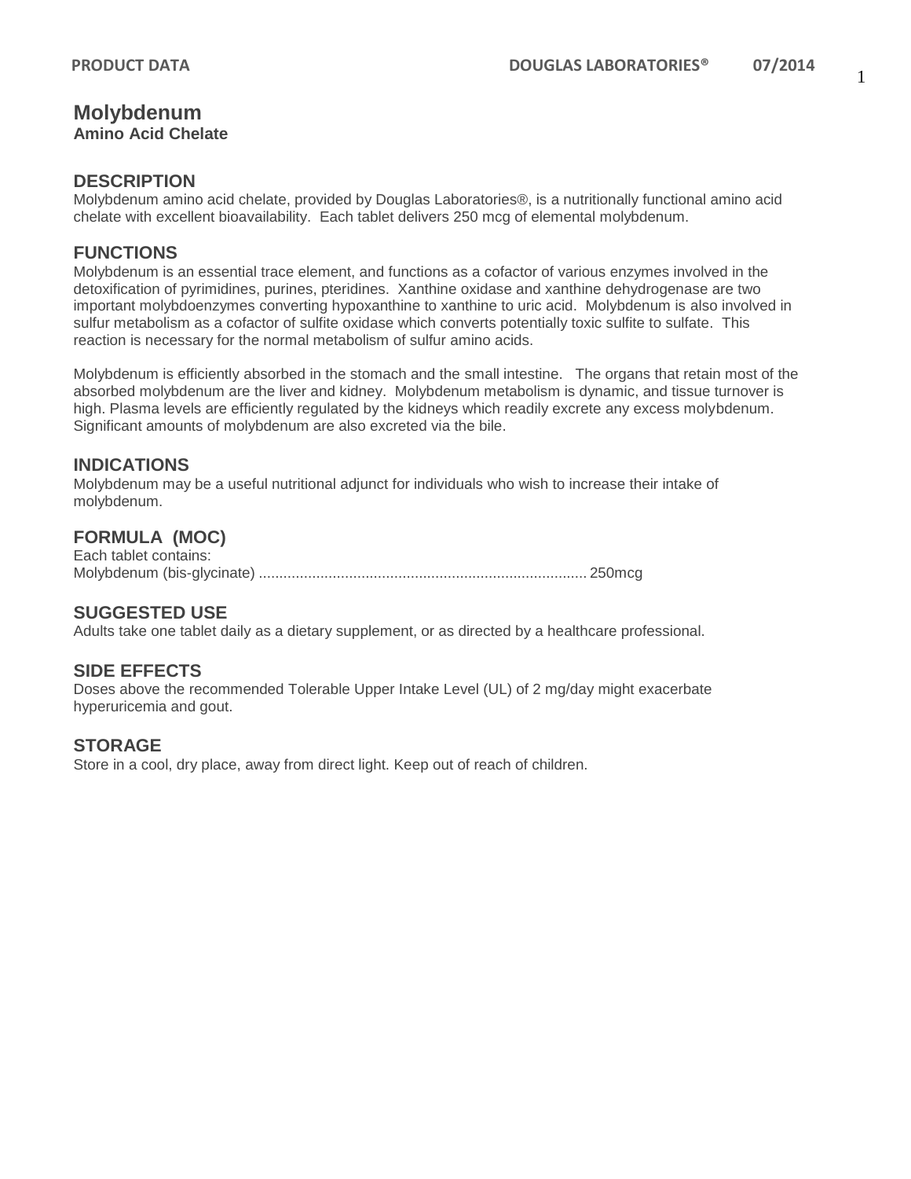# Molybdenum

**Amino Acid Chelate**

## DESCRIPTION

Molybdenum amino acid chelate, provided by Douglas Laboratories®, is a nutritionally functional amino acid chelate with excellent bioavailability. Each tablet delivers 250 mcg of elemental molybdenum.

## FUNCTIONS

Molybdenum is an essential trace element, and functions as a cofactor of various enzymes involved in the detoxification of pyrimidines, purines, pteridines. Xanthine oxidase and xanthine dehydrogenase are two important molybdoenzymes converting hypoxanthine to xanthine to uric acid. Molybdenum is also involved in sulfur metabolism as a cofactor of sulfite oxidase which converts potentially toxic sulfite to sulfate. This reaction is necessary for the normal metabolism of sulfur amino acids.

Molybdenum is efficiently absorbed in the stomach and the small intestine. The organs that retain most of the absorbed molybdenum are the liver and kidney. Molybdenum metabolism is dynamic, and tissue turnover is high. Plasma levels are efficiently regulated by the kidneys which readily excrete any excess molybdenum. Significant amounts of molybdenum are also excreted via the bile.

## INDICATIONS

Molybdenum may be a useful nutritional adjunct for individuals who wish to increase their intake of molybdenum.

## FORMULA (MOC)

Each tablet contains:
Molybdenum (bis-glycinate) ................................................................................ 250mcg

## SUGGESTED USE

Adults take one tablet daily as a dietary supplement, or as directed by a healthcare professional.

## SIDE EFFECTS

Doses above the recommended Tolerable Upper Intake Level (UL) of 2 mg/day might exacerbate hyperuricemia and gout.

## STORAGE

Store in a cool, dry place, away from direct light. Keep out of reach of children.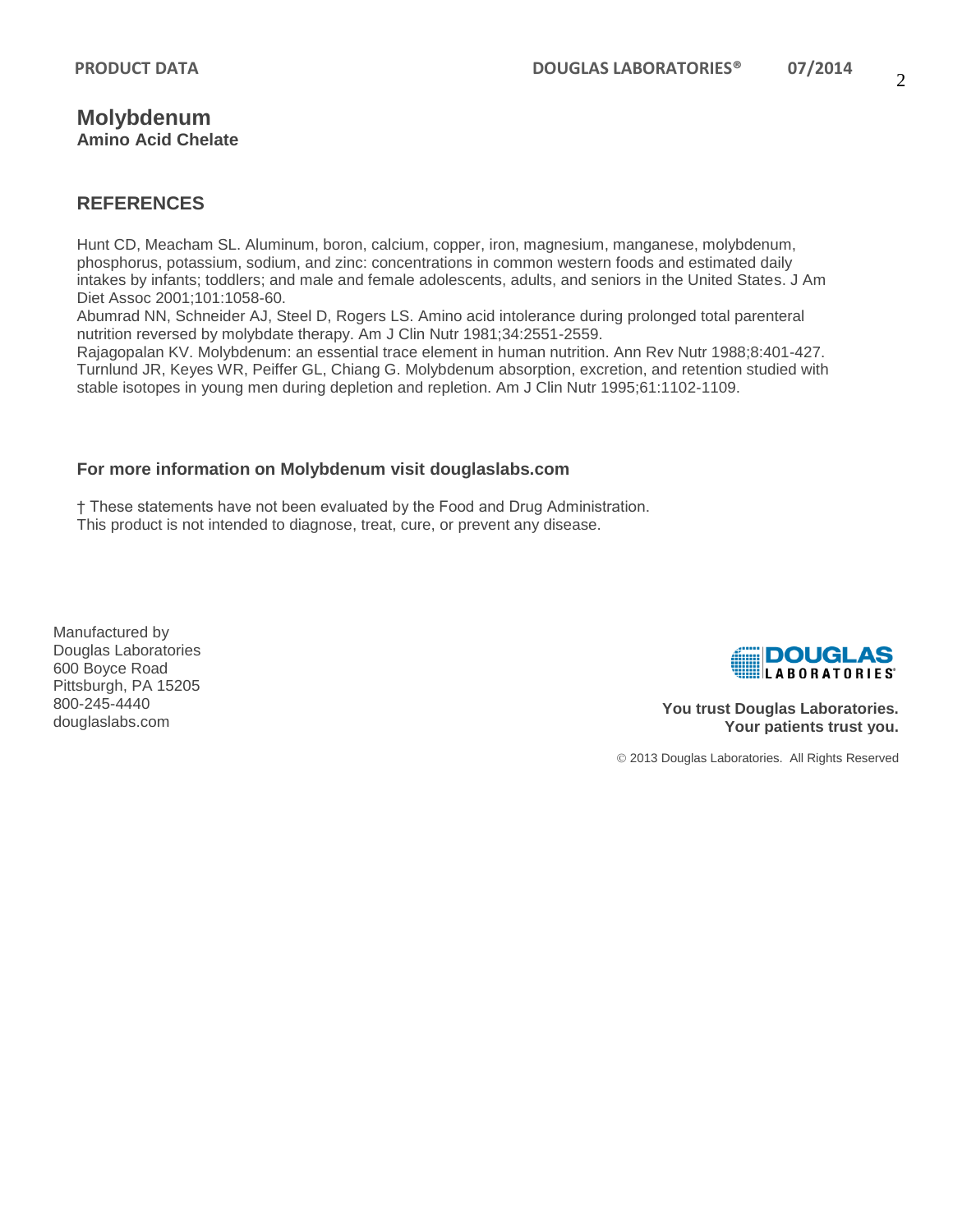# Molybdenum
**Amino Acid Chelate**

## REFERENCES

Hunt CD, Meacham SL. Aluminum, boron, calcium, copper, iron, magnesium, manganese, molybdenum, phosphorus, potassium, sodium, and zinc: concentrations in common western foods and estimated daily intakes by infants; toddlers; and male and female adolescents, adults, and seniors in the United States. J Am Diet Assoc 2001;101:1058-60.

Abumrad NN, Schneider AJ, Steel D, Rogers LS. Amino acid intolerance during prolonged total parenteral nutrition reversed by molybdate therapy. Am J Clin Nutr 1981;34:2551-2559.

Rajagopalan KV. Molybdenum: an essential trace element in human nutrition. Ann Rev Nutr 1988;8:401-427.

Turnlund JR, Keyes WR, Peiffer GL, Chiang G. Molybdenum absorption, excretion, and retention studied with stable isotopes in young men during depletion and repletion. Am J Clin Nutr 1995;61:1102-1109.

**For more information on Molybdenum visit douglaslabs.com**

† These statements have not been evaluated by the Food and Drug Administration.
This product is not intended to diagnose, treat, cure, or prevent any disease.

Manufactured by
Douglas Laboratories
600 Boyce Road
Pittsburgh, PA 15205
800-245-4440
douglaslabs.com

DOUGLAS LABORATORIES®

**You trust Douglas Laboratories.**
**Your patients trust you.**

© 2013 Douglas Laboratories. All Rights Reserved